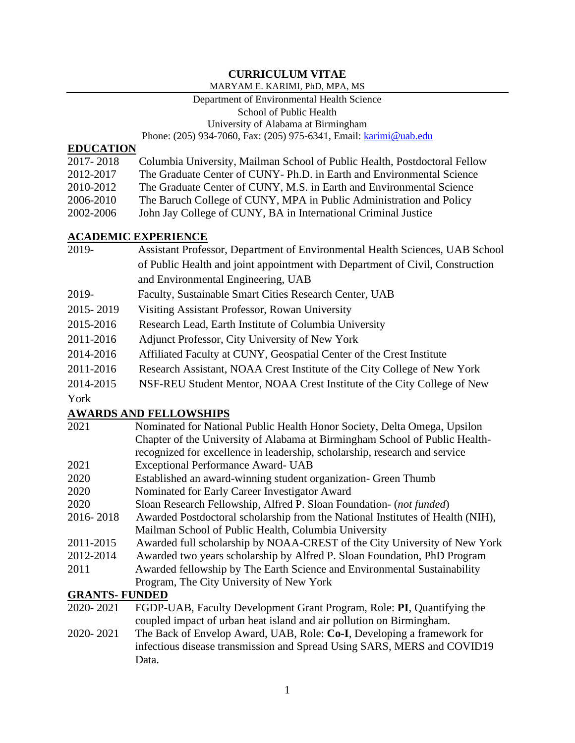# CURRICULUM VITAE

MARYAM E. KARIMI, PhD, MPA, MS

Department of Environmental Health Science
School of Public Health
University of Alabama at Birmingham
Phone: (205) 934-7060, Fax: (205) 975-6341, Email: karimi@uab.edu

## EDUCATION

2017- 2018 Columbia University, Mailman School of Public Health, Postdoctoral Fellow
2012-2017 The Graduate Center of CUNY- Ph.D. in Earth and Environmental Science
2010-2012 The Graduate Center of CUNY, M.S. in Earth and Environmental Science
2006-2010 The Baruch College of CUNY, MPA in Public Administration and Policy
2002-2006 John Jay College of CUNY, BA in International Criminal Justice

## ACADEMIC EXPERIENCE

2019- Assistant Professor, Department of Environmental Health Sciences, UAB School of Public Health and joint appointment with Department of Civil, Construction and Environmental Engineering, UAB
2019- Faculty, Sustainable Smart Cities Research Center, UAB
2015- 2019 Visiting Assistant Professor, Rowan University
2015-2016 Research Lead, Earth Institute of Columbia University
2011-2016 Adjunct Professor, City University of New York
2014-2016 Affiliated Faculty at CUNY, Geospatial Center of the Crest Institute
2011-2016 Research Assistant, NOAA Crest Institute of the City College of New York
2014-2015 NSF-REU Student Mentor, NOAA Crest Institute of the City College of New York

## AWARDS AND FELLOWSHIPS

2021 Nominated for National Public Health Honor Society, Delta Omega, Upsilon Chapter of the University of Alabama at Birmingham School of Public Health- recognized for excellence in leadership, scholarship, research and service
2021 Exceptional Performance Award- UAB
2020 Established an award-winning student organization- Green Thumb
2020 Nominated for Early Career Investigator Award
2020 Sloan Research Fellowship, Alfred P. Sloan Foundation- (*not funded*)
2016- 2018 Awarded Postdoctoral scholarship from the National Institutes of Health (NIH), Mailman School of Public Health, Columbia University
2011-2015 Awarded full scholarship by NOAA-CREST of the City University of New York
2012-2014 Awarded two years scholarship by Alfred P. Sloan Foundation, PhD Program
2011 Awarded fellowship by The Earth Science and Environmental Sustainability Program, The City University of New York

## GRANTS- FUNDED

2020- 2021 FGDP-UAB, Faculty Development Grant Program, Role: **PI**, Quantifying the coupled impact of urban heat island and air pollution on Birmingham.
2020- 2021 The Back of Envelop Award, UAB, Role: **Co-I**, Developing a framework for infectious disease transmission and Spread Using SARS, MERS and COVID19 Data.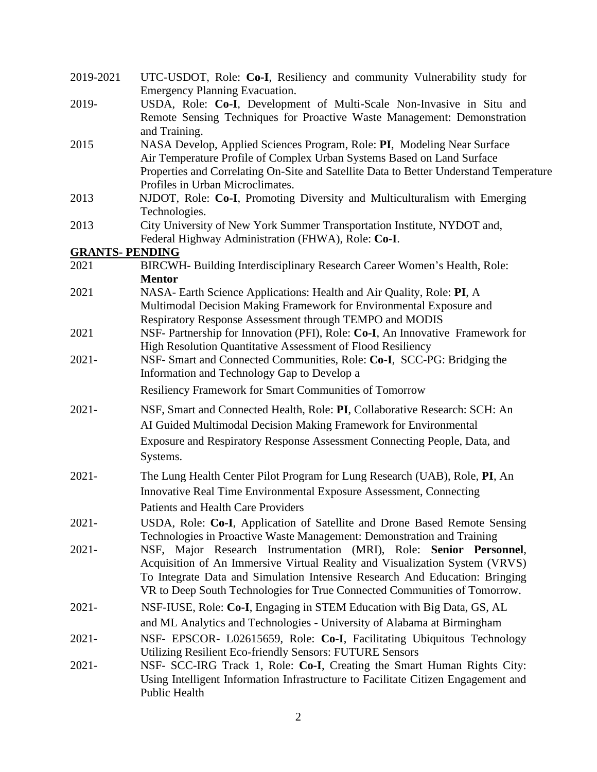2019-2021 UTC-USDOT, Role: **Co-I**, Resiliency and community Vulnerability study for Emergency Planning Evacuation.

2019- USDA, Role: **Co-I**, Development of Multi-Scale Non-Invasive in Situ and Remote Sensing Techniques for Proactive Waste Management: Demonstration and Training.

2015 NASA Develop, Applied Sciences Program, Role: **PI**, Modeling Near Surface Air Temperature Profile of Complex Urban Systems Based on Land Surface Properties and Correlating On-Site and Satellite Data to Better Understand Temperature Profiles in Urban Microclimates.

2013 NJDOT, Role: **Co-I**, Promoting Diversity and Multiculturalism with Emerging Technologies.

2013 City University of New York Summer Transportation Institute, NYDOT and, Federal Highway Administration (FHWA), Role: **Co-I**.

**GRANTS- PENDING**

2021 BIRCWH- Building Interdisciplinary Research Career Women's Health, Role: **Mentor**

2021 NASA- Earth Science Applications: Health and Air Quality, Role: **PI**, A Multimodal Decision Making Framework for Environmental Exposure and Respiratory Response Assessment through TEMPO and MODIS

2021 NSF- Partnership for Innovation (PFI), Role: **Co-I**, An Innovative Framework for High Resolution Quantitative Assessment of Flood Resiliency

2021- NSF- Smart and Connected Communities, Role: **Co-I**, SCC-PG: Bridging the Information and Technology Gap to Develop a Resiliency Framework for Smart Communities of Tomorrow

2021- NSF, Smart and Connected Health, Role: **PI**, Collaborative Research: SCH: An AI Guided Multimodal Decision Making Framework for Environmental Exposure and Respiratory Response Assessment Connecting People, Data, and Systems.

2021- The Lung Health Center Pilot Program for Lung Research (UAB), Role, **PI**, An Innovative Real Time Environmental Exposure Assessment, Connecting Patients and Health Care Providers

2021- USDA, Role: **Co-I**, Application of Satellite and Drone Based Remote Sensing Technologies in Proactive Waste Management: Demonstration and Training

2021- NSF, Major Research Instrumentation (MRI), Role: **Senior Personnel**, Acquisition of An Immersive Virtual Reality and Visualization System (VRVS) To Integrate Data and Simulation Intensive Research And Education: Bringing VR to Deep South Technologies for True Connected Communities of Tomorrow.

2021- NSF-IUSE, Role: **Co-I**, Engaging in STEM Education with Big Data, GS, AL and ML Analytics and Technologies - University of Alabama at Birmingham

2021- NSF- EPSCOR- L02615659, Role: **Co-I**, Facilitating Ubiquitous Technology Utilizing Resilient Eco-friendly Sensors: FUTURE Sensors

2021- NSF- SCC-IRG Track 1, Role: **Co-I**, Creating the Smart Human Rights City: Using Intelligent Information Infrastructure to Facilitate Citizen Engagement and Public Health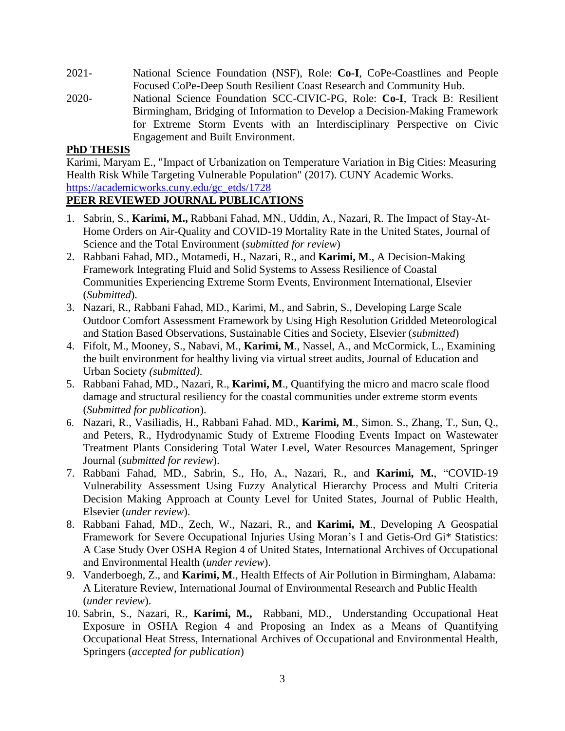2021- National Science Foundation (NSF), Role: **Co-I**, CoPe-Coastlines and People Focused CoPe-Deep South Resilient Coast Research and Community Hub.

2020- National Science Foundation SCC-CIVIC-PG, Role: **Co-I**, Track B: Resilient Birmingham, Bridging of Information to Develop a Decision-Making Framework for Extreme Storm Events with an Interdisciplinary Perspective on Civic Engagement and Built Environment.

## PhD THESIS

Karimi, Maryam E., "Impact of Urbanization on Temperature Variation in Big Cities: Measuring Health Risk While Targeting Vulnerable Population" (2017). CUNY Academic Works. https://academicworks.cuny.edu/gc_etds/1728

## PEER REVIEWED JOURNAL PUBLICATIONS

1. Sabrin, S., **Karimi, M.,** Rabbani Fahad, MN., Uddin, A., Nazari, R. The Impact of Stay-At-Home Orders on Air-Quality and COVID-19 Mortality Rate in the United States, Journal of Science and the Total Environment (*submitted for review*)
2. Rabbani Fahad, MD., Motamedi, H., Nazari, R., and **Karimi, M**., A Decision-Making Framework Integrating Fluid and Solid Systems to Assess Resilience of Coastal Communities Experiencing Extreme Storm Events, Environment International, Elsevier (*Submitted*).
3. Nazari, R., Rabbani Fahad, MD., Karimi, M., and Sabrin, S., Developing Large Scale Outdoor Comfort Assessment Framework by Using High Resolution Gridded Meteorological and Station Based Observations, Sustainable Cities and Society, Elsevier (*submitted*)
4. Fifolt, M., Mooney, S., Nabavi, M., **Karimi, M**., Nassel, A., and McCormick, L., Examining the built environment for healthy living via virtual street audits, Journal of Education and Urban Society *(submitted).*
5. Rabbani Fahad, MD., Nazari, R., **Karimi, M**., Quantifying the micro and macro scale flood damage and structural resiliency for the coastal communities under extreme storm events (*Submitted for publication*).
6. Nazari, R., Vasiliadis, H., Rabbani Fahad. MD., **Karimi, M**., Simon. S., Zhang, T., Sun, Q., and Peters, R., Hydrodynamic Study of Extreme Flooding Events Impact on Wastewater Treatment Plants Considering Total Water Level, Water Resources Management, Springer Journal (*submitted for review*).
7. Rabbani Fahad, MD., Sabrin, S., Ho, A., Nazari, R., and **Karimi, M.**, "COVID-19 Vulnerability Assessment Using Fuzzy Analytical Hierarchy Process and Multi Criteria Decision Making Approach at County Level for United States, Journal of Public Health, Elsevier (*under review*).
8. Rabbani Fahad, MD., Zech, W., Nazari, R., and **Karimi, M**., Developing A Geospatial Framework for Severe Occupational Injuries Using Moran's I and Getis-Ord Gi* Statistics: A Case Study Over OSHA Region 4 of United States, International Archives of Occupational and Environmental Health (*under review*).
9. Vanderboegh, Z., and **Karimi, M**., Health Effects of Air Pollution in Birmingham, Alabama: A Literature Review, International Journal of Environmental Research and Public Health (*under review*).
10. Sabrin, S., Nazari, R., **Karimi, M.,** Rabbani, MD., Understanding Occupational Heat Exposure in OSHA Region 4 and Proposing an Index as a Means of Quantifying Occupational Heat Stress, International Archives of Occupational and Environmental Health, Springers (*accepted for publication*)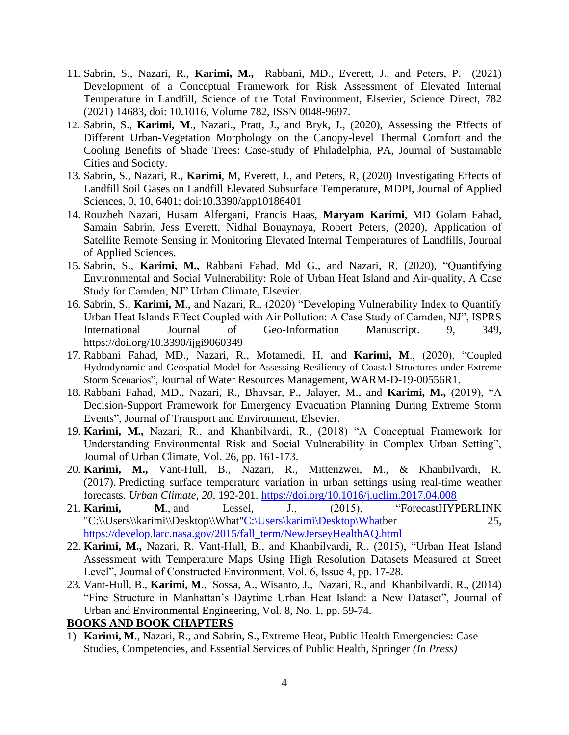11. Sabrin, S., Nazari, R., **Karimi, M.,** Rabbani, MD., Everett, J., and Peters, P. (2021) Development of a Conceptual Framework for Risk Assessment of Elevated Internal Temperature in Landfill, Science of the Total Environment, Elsevier, Science Direct, 782 (2021) 14683, doi: 10.1016, Volume 782, ISSN 0048-9697.
12. Sabrin, S., **Karimi, M**., Nazari., Pratt, J., and Bryk, J., (2020), Assessing the Effects of Different Urban-Vegetation Morphology on the Canopy-level Thermal Comfort and the Cooling Benefits of Shade Trees: Case-study of Philadelphia, PA, Journal of Sustainable Cities and Society.
13. Sabrin, S., Nazari, R., **Karimi**, M, Everett, J., and Peters, R, (2020) Investigating Effects of Landfill Soil Gases on Landfill Elevated Subsurface Temperature, MDPI, Journal of Applied Sciences, 0, 10, 6401; doi:10.3390/app10186401
14. Rouzbeh Nazari, Husam Alfergani, Francis Haas, **Maryam Karimi**, MD Golam Fahad, Samain Sabrin, Jess Everett, Nidhal Bouaynaya, Robert Peters, (2020), Application of Satellite Remote Sensing in Monitoring Elevated Internal Temperatures of Landfills, Journal of Applied Sciences.
15. Sabrin, S., **Karimi, M.,** Rabbani Fahad, Md G., and Nazari, R, (2020), "Quantifying Environmental and Social Vulnerability: Role of Urban Heat Island and Air-quality, A Case Study for Camden, NJ" Urban Climate, Elsevier.
16. Sabrin, S., **Karimi, M**., and Nazari, R., (2020) "Developing Vulnerability Index to Quantify Urban Heat Islands Effect Coupled with Air Pollution: A Case Study of Camden, NJ", ISPRS International Journal of Geo-Information Manuscript. 9, 349, https://doi.org/10.3390/ijgi9060349
17. Rabbani Fahad, MD., Nazari, R., Motamedi, H, and **Karimi, M**., (2020), "Coupled Hydrodynamic and Geospatial Model for Assessing Resiliency of Coastal Structures under Extreme Storm Scenarios", Journal of Water Resources Management, WARM-D-19-00556R1.
18. Rabbani Fahad, MD., Nazari, R., Bhavsar, P., Jalayer, M., and **Karimi, M.,** (2019), "A Decision-Support Framework for Emergency Evacuation Planning During Extreme Storm Events", Journal of Transport and Environment, Elsevier.
19. **Karimi, M.,** Nazari, R., and Khanbilvardi, R., (2018) "A Conceptual Framework for Understanding Environmental Risk and Social Vulnerability in Complex Urban Setting", Journal of Urban Climate, Vol. 26, pp. 161-173.
20. **Karimi, M.,** Vant-Hull, B., Nazari, R., Mittenzwei, M., & Khanbilvardi, R. (2017). Predicting surface temperature variation in urban settings using real-time weather forecasts. *Urban Climate*, *20*, 192-201. https://doi.org/10.1016/j.uclim.2017.04.008
21. **Karimi, M**., and Lessel, J., (2015), "ForecastHYPERLINK "C:\\Users\\karimi\\Desktop\\What"C:\Users\karimi\Desktop\Whatber 25, https://develop.larc.nasa.gov/2015/fall_term/NewJerseyHealthAQ.html
22. **Karimi, M.,** Nazari, R. Vant-Hull, B., and Khanbilvardi, R., (2015), "Urban Heat Island Assessment with Temperature Maps Using High Resolution Datasets Measured at Street Level", Journal of Constructed Environment, Vol. 6, Issue 4, pp. 17-28.
23. Vant-Hull, B., **Karimi, M**., Sossa, A., Wisanto, J., Nazari, R., and Khanbilvardi, R., (2014) "Fine Structure in Manhattan's Daytime Urban Heat Island: a New Dataset", Journal of Urban and Environmental Engineering, Vol. 8, No. 1, pp. 59-74.

**BOOKS AND BOOK CHAPTERS**

1) **Karimi, M**., Nazari, R., and Sabrin, S., Extreme Heat, Public Health Emergencies: Case Studies, Competencies, and Essential Services of Public Health, Springer *(In Press)*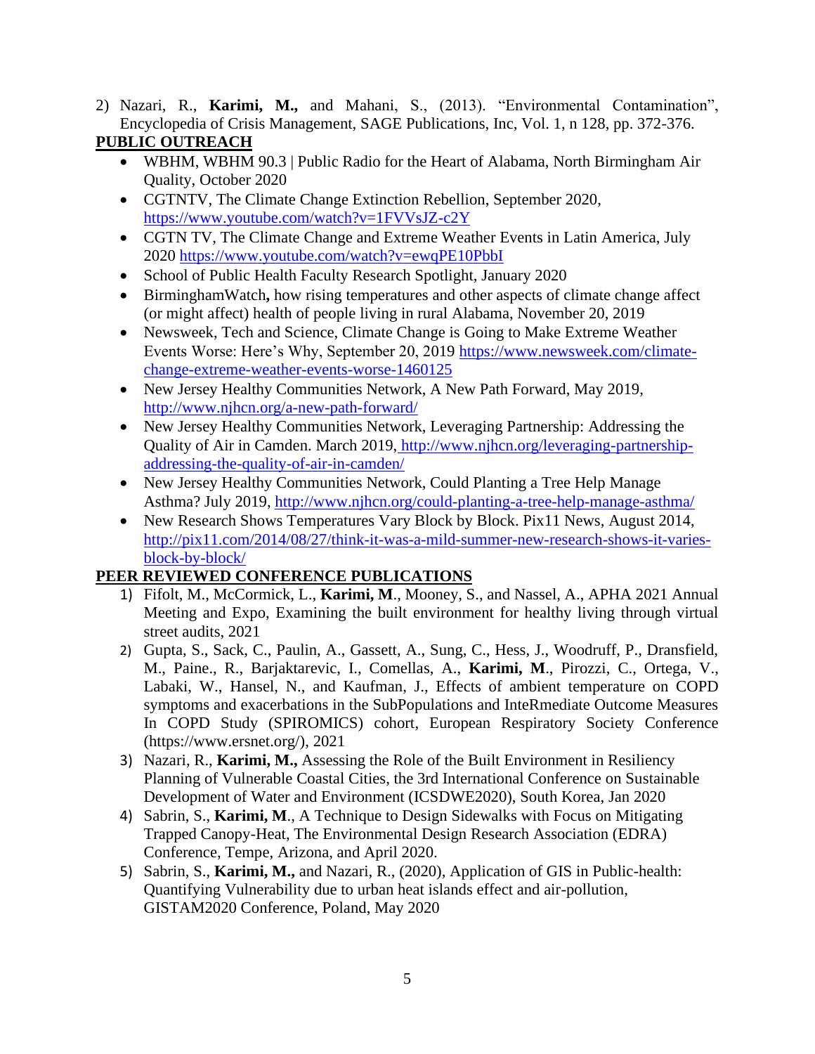2) Nazari, R., **Karimi, M.,** and Mahani, S., (2013). "Environmental Contamination", Encyclopedia of Crisis Management, SAGE Publications, Inc, Vol. 1, n 128, pp. 372-376.

## PUBLIC OUTREACH

- WBHM, WBHM 90.3 | Public Radio for the Heart of Alabama, North Birmingham Air Quality, October 2020
- CGTNTV, The Climate Change Extinction Rebellion, September 2020, https://www.youtube.com/watch?v=1FVVsJZ-c2Y
- CGTN TV, The Climate Change and Extreme Weather Events in Latin America, July 2020 https://www.youtube.com/watch?v=ewqPE10PbbI
- School of Public Health Faculty Research Spotlight, January 2020
- BirminghamWatch**,** how rising temperatures and other aspects of climate change affect (or might affect) health of people living in rural Alabama, November 20, 2019
- Newsweek, Tech and Science, Climate Change is Going to Make Extreme Weather Events Worse: Here's Why, September 20, 2019 https://www.newsweek.com/climate-change-extreme-weather-events-worse-1460125
- New Jersey Healthy Communities Network, A New Path Forward, May 2019, http://www.njhcn.org/a-new-path-forward/
- New Jersey Healthy Communities Network, Leveraging Partnership: Addressing the Quality of Air in Camden. March 2019, http://www.njhcn.org/leveraging-partnership-addressing-the-quality-of-air-in-camden/
- New Jersey Healthy Communities Network, Could Planting a Tree Help Manage Asthma? July 2019, http://www.njhcn.org/could-planting-a-tree-help-manage-asthma/
- New Research Shows Temperatures Vary Block by Block. Pix11 News, August 2014, http://pix11.com/2014/08/27/think-it-was-a-mild-summer-new-research-shows-it-varies-block-by-block/

## PEER REVIEWED CONFERENCE PUBLICATIONS

1) Fifolt, M., McCormick, L., **Karimi, M**., Mooney, S., and Nassel, A., APHA 2021 Annual Meeting and Expo, Examining the built environment for healthy living through virtual street audits, 2021
2) Gupta, S., Sack, C., Paulin, A., Gassett, A., Sung, C., Hess, J., Woodruff, P., Dransfield, M., Paine., R., Barjaktarevic, I., Comellas, A., **Karimi, M**., Pirozzi, C., Ortega, V., Labaki, W., Hansel, N., and Kaufman, J., Effects of ambient temperature on COPD symptoms and exacerbations in the SubPopulations and InteRmediate Outcome Measures In COPD Study (SPIROMICS) cohort, European Respiratory Society Conference (https://www.ersnet.org/), 2021
3) Nazari, R., **Karimi, M.,** Assessing the Role of the Built Environment in Resiliency Planning of Vulnerable Coastal Cities, the 3rd International Conference on Sustainable Development of Water and Environment (ICSDWE2020), South Korea, Jan 2020
4) Sabrin, S., **Karimi, M**., A Technique to Design Sidewalks with Focus on Mitigating Trapped Canopy-Heat, The Environmental Design Research Association (EDRA) Conference, Tempe, Arizona, and April 2020.
5) Sabrin, S., **Karimi, M.,** and Nazari, R., (2020), Application of GIS in Public-health: Quantifying Vulnerability due to urban heat islands effect and air-pollution, GISTAM2020 Conference, Poland, May 2020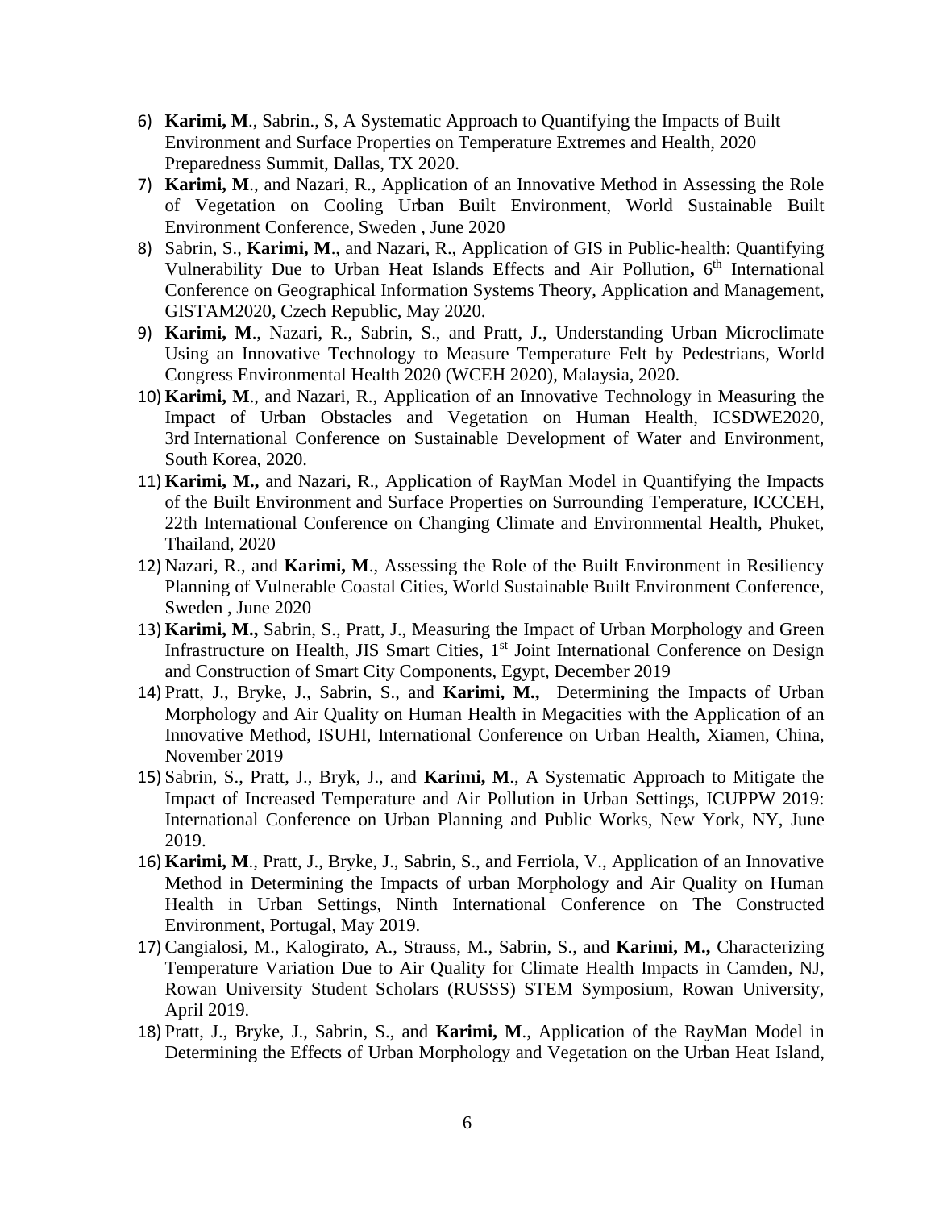6) **Karimi, M**., Sabrin., S, A Systematic Approach to Quantifying the Impacts of Built Environment and Surface Properties on Temperature Extremes and Health, 2020 Preparedness Summit, Dallas, TX 2020.
7) **Karimi, M**., and Nazari, R., Application of an Innovative Method in Assessing the Role of Vegetation on Cooling Urban Built Environment, World Sustainable Built Environment Conference, Sweden , June 2020
8) Sabrin, S., **Karimi, M**., and Nazari, R., Application of GIS in Public-health: Quantifying Vulnerability Due to Urban Heat Islands Effects and Air Pollution**,** 6th International Conference on Geographical Information Systems Theory, Application and Management, GISTAM2020, Czech Republic, May 2020.
9) **Karimi, M**., Nazari, R., Sabrin, S., and Pratt, J., Understanding Urban Microclimate Using an Innovative Technology to Measure Temperature Felt by Pedestrians, World Congress Environmental Health 2020 (WCEH 2020), Malaysia, 2020.
10) **Karimi, M**., and Nazari, R., Application of an Innovative Technology in Measuring the Impact of Urban Obstacles and Vegetation on Human Health, ICSDWE2020, 3rd International Conference on Sustainable Development of Water and Environment, South Korea, 2020.
11) **Karimi, M.,** and Nazari, R., Application of RayMan Model in Quantifying the Impacts of the Built Environment and Surface Properties on Surrounding Temperature, ICCCEH, 22th International Conference on Changing Climate and Environmental Health, Phuket, Thailand, 2020
12) Nazari, R., and **Karimi, M**., Assessing the Role of the Built Environment in Resiliency Planning of Vulnerable Coastal Cities, World Sustainable Built Environment Conference, Sweden , June 2020
13) **Karimi, M.,** Sabrin, S., Pratt, J., Measuring the Impact of Urban Morphology and Green Infrastructure on Health, JIS Smart Cities, 1st Joint International Conference on Design and Construction of Smart City Components, Egypt, December 2019
14) Pratt, J., Bryke, J., Sabrin, S., and **Karimi, M.,** Determining the Impacts of Urban Morphology and Air Quality on Human Health in Megacities with the Application of an Innovative Method, ISUHI, International Conference on Urban Health, Xiamen, China, November 2019
15) Sabrin, S., Pratt, J., Bryk, J., and **Karimi, M**., A Systematic Approach to Mitigate the Impact of Increased Temperature and Air Pollution in Urban Settings, ICUPPW 2019: International Conference on Urban Planning and Public Works, New York, NY, June 2019.
16) **Karimi, M**., Pratt, J., Bryke, J., Sabrin, S., and Ferriola, V., Application of an Innovative Method in Determining the Impacts of urban Morphology and Air Quality on Human Health in Urban Settings, Ninth International Conference on The Constructed Environment, Portugal, May 2019.
17) Cangialosi, M., Kalogirato, A., Strauss, M., Sabrin, S., and **Karimi, M.,** Characterizing Temperature Variation Due to Air Quality for Climate Health Impacts in Camden, NJ, Rowan University Student Scholars (RUSSS) STEM Symposium, Rowan University, April 2019.
18) Pratt, J., Bryke, J., Sabrin, S., and **Karimi, M**., Application of the RayMan Model in Determining the Effects of Urban Morphology and Vegetation on the Urban Heat Island,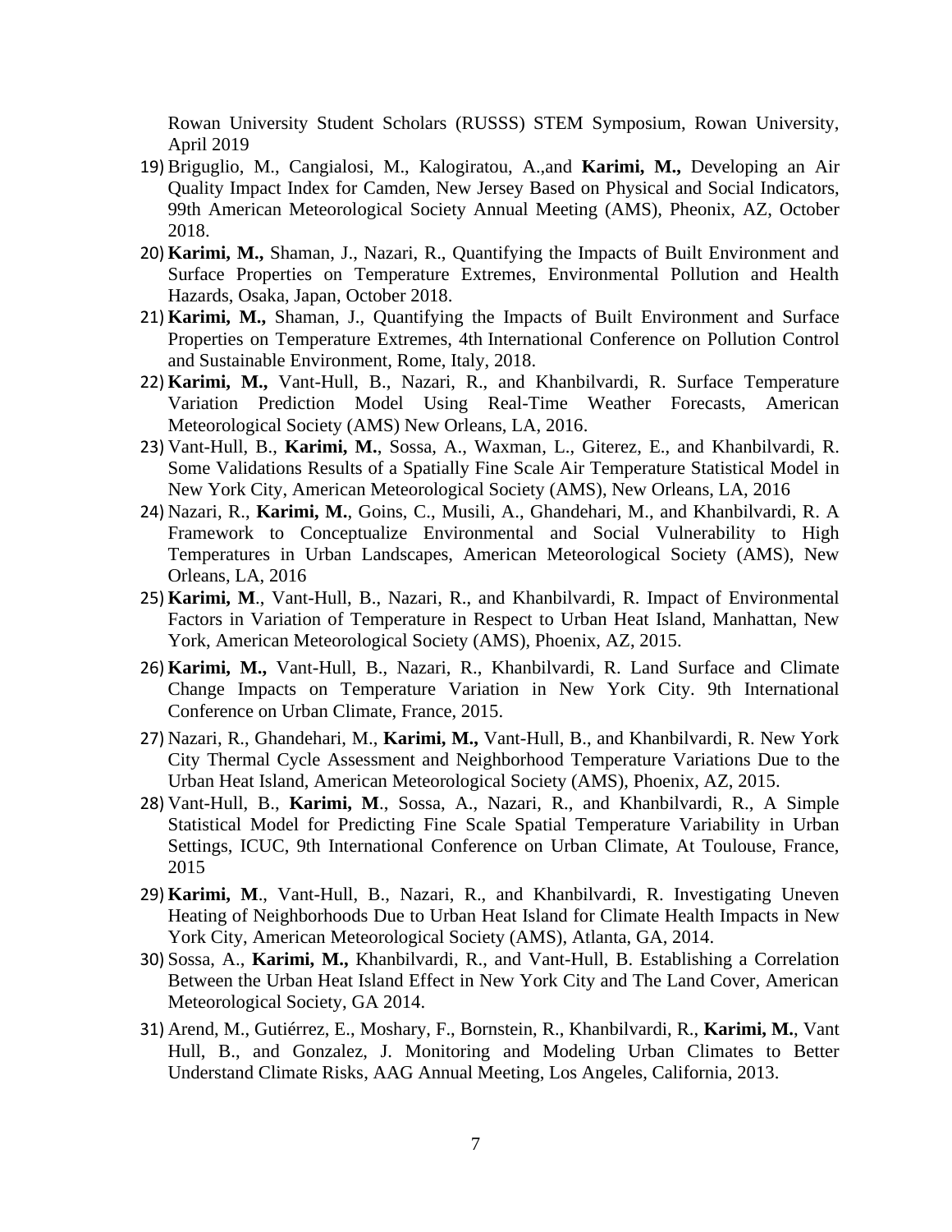Rowan University Student Scholars (RUSSS) STEM Symposium, Rowan University, April 2019

19) Briguglio, M., Cangialosi, M., Kalogiratou, A.,and **Karimi, M.,** Developing an Air Quality Impact Index for Camden, New Jersey Based on Physical and Social Indicators, 99th American Meteorological Society Annual Meeting (AMS), Pheonix, AZ, October 2018.
20) **Karimi, M.,** Shaman, J., Nazari, R., Quantifying the Impacts of Built Environment and Surface Properties on Temperature Extremes, Environmental Pollution and Health Hazards, Osaka, Japan, October 2018.
21) **Karimi, M.,** Shaman, J., Quantifying the Impacts of Built Environment and Surface Properties on Temperature Extremes, 4th International Conference on Pollution Control and Sustainable Environment, Rome, Italy, 2018.
22) **Karimi, M.,** Vant-Hull, B., Nazari, R., and Khanbilvardi, R. Surface Temperature Variation Prediction Model Using Real-Time Weather Forecasts, American Meteorological Society (AMS) New Orleans, LA, 2016.
23) Vant-Hull, B., **Karimi, M.**, Sossa, A., Waxman, L., Giterez, E., and Khanbilvardi, R. Some Validations Results of a Spatially Fine Scale Air Temperature Statistical Model in New York City, American Meteorological Society (AMS), New Orleans, LA, 2016
24) Nazari, R., **Karimi, M.**, Goins, C., Musili, A., Ghandehari, M., and Khanbilvardi, R. A Framework to Conceptualize Environmental and Social Vulnerability to High Temperatures in Urban Landscapes, American Meteorological Society (AMS), New Orleans, LA, 2016
25) **Karimi, M**., Vant-Hull, B., Nazari, R., and Khanbilvardi, R. Impact of Environmental Factors in Variation of Temperature in Respect to Urban Heat Island, Manhattan, New York, American Meteorological Society (AMS), Phoenix, AZ, 2015.
26) **Karimi, M.,** Vant-Hull, B., Nazari, R., Khanbilvardi, R. Land Surface and Climate Change Impacts on Temperature Variation in New York City. 9th International Conference on Urban Climate, France, 2015.
27) Nazari, R., Ghandehari, M., **Karimi, M.,** Vant-Hull, B., and Khanbilvardi, R. New York City Thermal Cycle Assessment and Neighborhood Temperature Variations Due to the Urban Heat Island, American Meteorological Society (AMS), Phoenix, AZ, 2015.
28) Vant-Hull, B., **Karimi, M**., Sossa, A., Nazari, R., and Khanbilvardi, R., A Simple Statistical Model for Predicting Fine Scale Spatial Temperature Variability in Urban Settings, ICUC, 9th International Conference on Urban Climate, At Toulouse, France, 2015
29) **Karimi, M**., Vant-Hull, B., Nazari, R., and Khanbilvardi, R. Investigating Uneven Heating of Neighborhoods Due to Urban Heat Island for Climate Health Impacts in New York City, American Meteorological Society (AMS), Atlanta, GA, 2014.
30) Sossa, A., **Karimi, M.,** Khanbilvardi, R., and Vant-Hull, B. Establishing a Correlation Between the Urban Heat Island Effect in New York City and The Land Cover, American Meteorological Society, GA 2014.
31) Arend, M., Gutiérrez, E., Moshary, F., Bornstein, R., Khanbilvardi, R., **Karimi, M.**, Vant Hull, B., and Gonzalez, J. Monitoring and Modeling Urban Climates to Better Understand Climate Risks, AAG Annual Meeting, Los Angeles, California, 2013.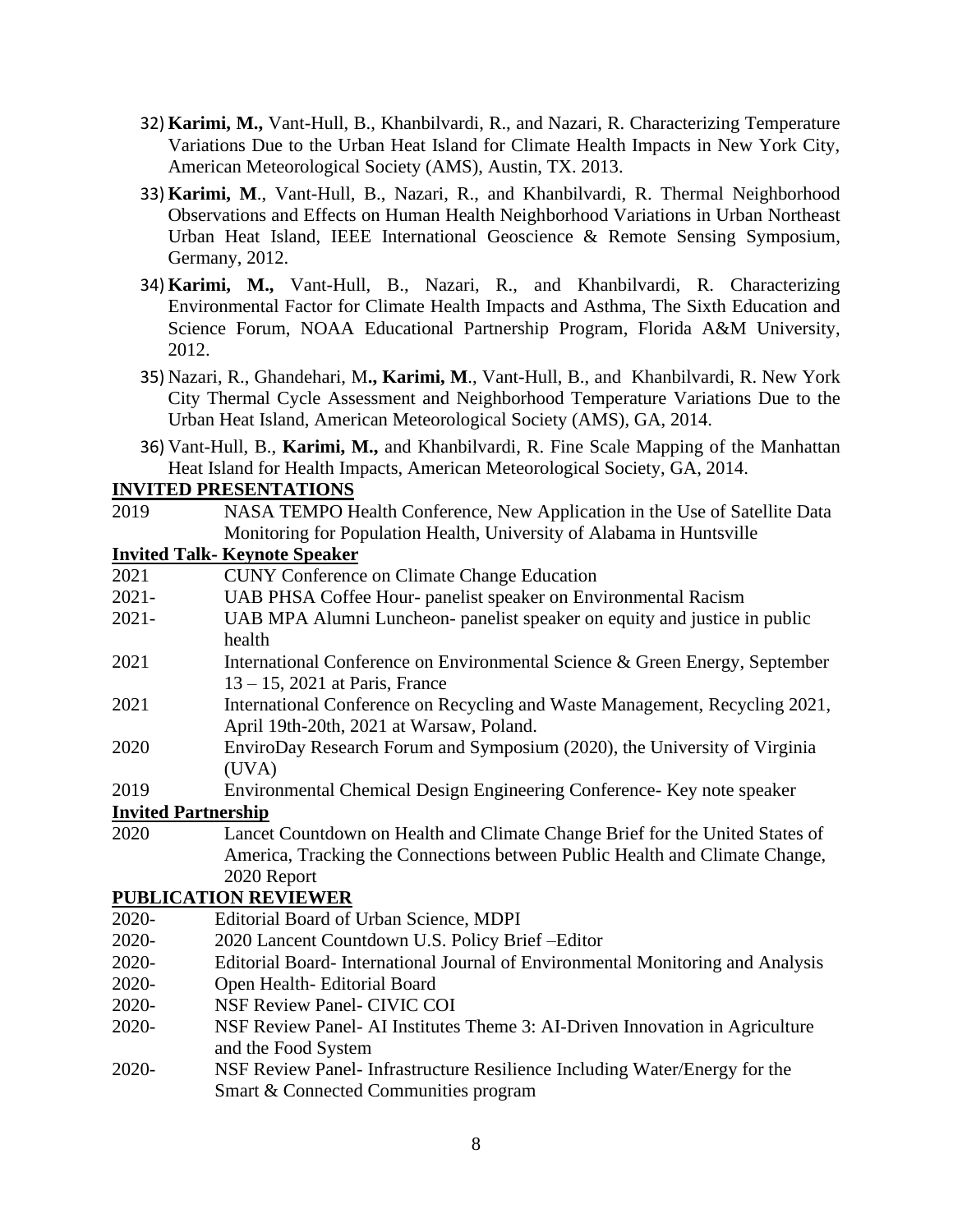32) **Karimi, M.,** Vant-Hull, B., Khanbilvardi, R., and Nazari, R. Characterizing Temperature Variations Due to the Urban Heat Island for Climate Health Impacts in New York City, American Meteorological Society (AMS), Austin, TX. 2013.

33) **Karimi, M**., Vant-Hull, B., Nazari, R., and Khanbilvardi, R. Thermal Neighborhood Observations and Effects on Human Health Neighborhood Variations in Urban Northeast Urban Heat Island, IEEE International Geoscience & Remote Sensing Symposium, Germany, 2012.

34) **Karimi, M.,** Vant-Hull, B., Nazari, R., and Khanbilvardi, R. Characterizing Environmental Factor for Climate Health Impacts and Asthma, The Sixth Education and Science Forum, NOAA Educational Partnership Program, Florida A&M University, 2012.

35) Nazari, R., Ghandehari, M**., Karimi, M**., Vant-Hull, B., and Khanbilvardi, R. New York City Thermal Cycle Assessment and Neighborhood Temperature Variations Due to the Urban Heat Island, American Meteorological Society (AMS), GA, 2014.

36) Vant-Hull, B., **Karimi, M.,** and Khanbilvardi, R. Fine Scale Mapping of the Manhattan Heat Island for Health Impacts, American Meteorological Society, GA, 2014.

## INVITED PRESENTATIONS

| | |
|---|---|
| 2019 | NASA TEMPO Health Conference, New Application in the Use of Satellite Data Monitoring for Population Health, University of Alabama in Huntsville |

### Invited Talk- Keynote Speaker

| | |
|---|---|
| 2021 | CUNY Conference on Climate Change Education |
| 2021- | UAB PHSA Coffee Hour- panelist speaker on Environmental Racism |
| 2021- | UAB MPA Alumni Luncheon- panelist speaker on equity and justice in public health |
| 2021 | International Conference on Environmental Science & Green Energy, September 13 – 15, 2021 at Paris, France |
| 2021 | International Conference on Recycling and Waste Management, Recycling 2021, April 19th-20th, 2021 at Warsaw, Poland. |
| 2020 | EnviroDay Research Forum and Symposium (2020), the University of Virginia (UVA) |
| 2019 | Environmental Chemical Design Engineering Conference- Key note speaker |

### Invited Partnership

| | |
|---|---|
| 2020 | Lancet Countdown on Health and Climate Change Brief for the United States of America, Tracking the Connections between Public Health and Climate Change, 2020 Report |

## PUBLICATION REVIEWER

| | |
|---|---|
| 2020- | Editorial Board of Urban Science, MDPI |
| 2020- | 2020 Lancent Countdown U.S. Policy Brief –Editor |
| 2020- | Editorial Board- International Journal of Environmental Monitoring and Analysis |
| 2020- | Open Health- Editorial Board |
| 2020- | NSF Review Panel- CIVIC COI |
| 2020- | NSF Review Panel- AI Institutes Theme 3: AI-Driven Innovation in Agriculture and the Food System |
| 2020- | NSF Review Panel- Infrastructure Resilience Including Water/Energy for the Smart & Connected Communities program |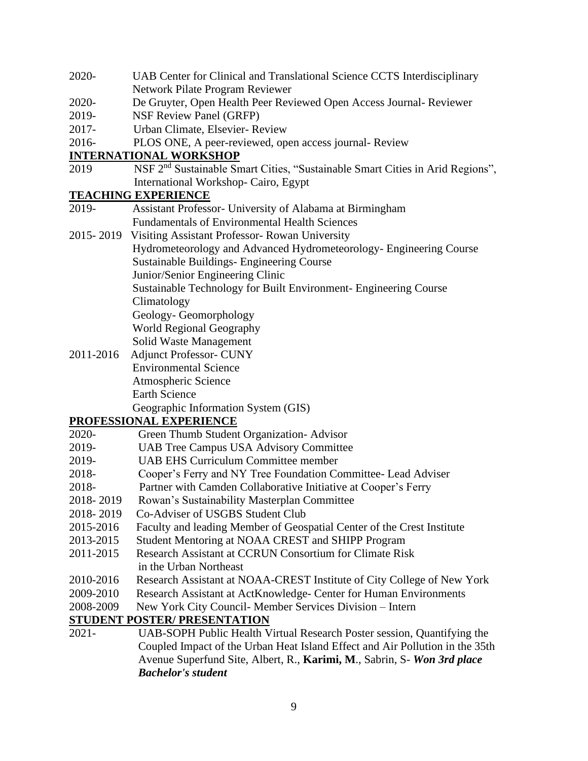2020- UAB Center for Clinical and Translational Science CCTS Interdisciplinary Network Pilate Program Reviewer

2020- De Gruyter, Open Health Peer Reviewed Open Access Journal- Reviewer

2019- NSF Review Panel (GRFP)

2017- Urban Climate, Elsevier- Review

2016- PLOS ONE, A peer-reviewed, open access journal- Review

## INTERNATIONAL WORKSHOP

2019 NSF 2nd Sustainable Smart Cities, "Sustainable Smart Cities in Arid Regions", International Workshop- Cairo, Egypt

## TEACHING EXPERIENCE

2019- Assistant Professor- University of Alabama at Birmingham
Fundamentals of Environmental Health Sciences

2015- 2019 Visiting Assistant Professor- Rowan University
Hydrometeorology and Advanced Hydrometeorology- Engineering Course
Sustainable Buildings- Engineering Course
Junior/Senior Engineering Clinic
Sustainable Technology for Built Environment- Engineering Course
Climatology
Geology- Geomorphology
World Regional Geography
Solid Waste Management

2011-2016 Adjunct Professor- CUNY
Environmental Science
Atmospheric Science
Earth Science
Geographic Information System (GIS)

## PROFESSIONAL EXPERIENCE

2020- Green Thumb Student Organization- Advisor

2019- UAB Tree Campus USA Advisory Committee

2019- UAB EHS Curriculum Committee member

2018- Cooper's Ferry and NY Tree Foundation Committee- Lead Adviser

2018- Partner with Camden Collaborative Initiative at Cooper's Ferry

2018- 2019 Rowan's Sustainability Masterplan Committee

2018- 2019 Co-Adviser of USGBS Student Club

2015-2016 Faculty and leading Member of Geospatial Center of the Crest Institute

2013-2015 Student Mentoring at NOAA CREST and SHIPP Program

2011-2015 Research Assistant at CCRUN Consortium for Climate Risk in the Urban Northeast

2010-2016 Research Assistant at NOAA-CREST Institute of City College of New York

2009-2010 Research Assistant at ActKnowledge- Center for Human Environments

2008-2009 New York City Council- Member Services Division – Intern

## STUDENT POSTER/ PRESENTATION

2021- UAB-SOPH Public Health Virtual Research Poster session, Quantifying the Coupled Impact of the Urban Heat Island Effect and Air Pollution in the 35th Avenue Superfund Site, Albert, R., **Karimi, M**., Sabrin, S- ***Won 3rd place Bachelor's student***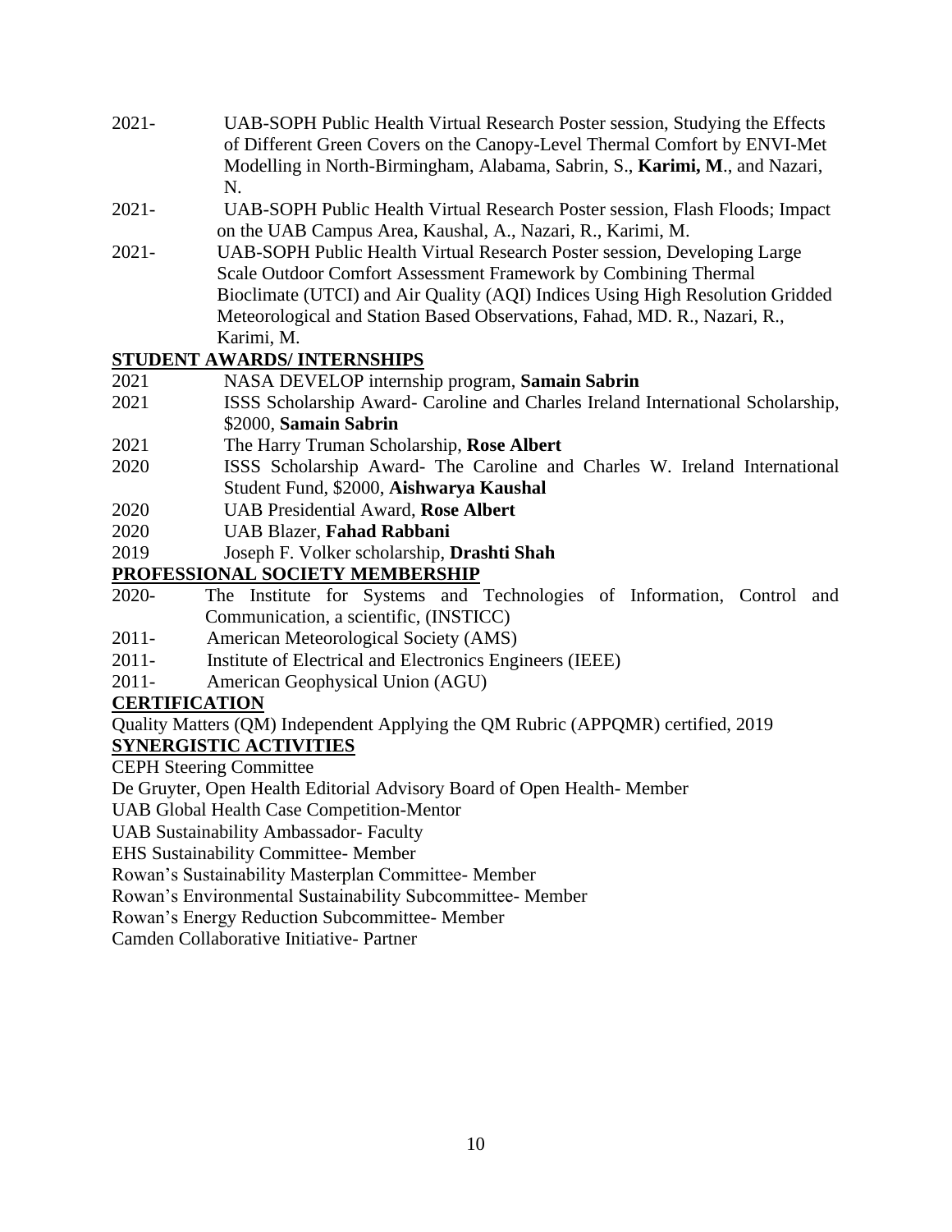2021- UAB-SOPH Public Health Virtual Research Poster session, Studying the Effects of Different Green Covers on the Canopy-Level Thermal Comfort by ENVI-Met Modelling in North-Birmingham, Alabama, Sabrin, S., **Karimi, M**., and Nazari, N.

2021- UAB-SOPH Public Health Virtual Research Poster session, Flash Floods; Impact on the UAB Campus Area, Kaushal, A., Nazari, R., Karimi, M.

2021- UAB-SOPH Public Health Virtual Research Poster session, Developing Large Scale Outdoor Comfort Assessment Framework by Combining Thermal Bioclimate (UTCI) and Air Quality (AQI) Indices Using High Resolution Gridded Meteorological and Station Based Observations, Fahad, MD. R., Nazari, R., Karimi, M.

## STUDENT AWARDS/ INTERNSHIPS

2021 NASA DEVELOP internship program, **Samain Sabrin**

2021 ISSS Scholarship Award- Caroline and Charles Ireland International Scholarship, $2000, **Samain Sabrin**

2021 The Harry Truman Scholarship, **Rose Albert**

2020 ISSS Scholarship Award- The Caroline and Charles W. Ireland International Student Fund, $2000, **Aishwarya Kaushal**

2020 UAB Presidential Award, **Rose Albert**

2020 UAB Blazer, **Fahad Rabbani**

2019 Joseph F. Volker scholarship, **Drashti Shah**

## PROFESSIONAL SOCIETY MEMBERSHIP

2020- The Institute for Systems and Technologies of Information, Control and Communication, a scientific, (INSTICC)

2011- American Meteorological Society (AMS)

2011- Institute of Electrical and Electronics Engineers (IEEE)

2011- American Geophysical Union (AGU)

## CERTIFICATION

Quality Matters (QM) Independent Applying the QM Rubric (APPQMR) certified, 2019

## SYNERGISTIC ACTIVITIES

CEPH Steering Committee

De Gruyter, Open Health Editorial Advisory Board of Open Health- Member

UAB Global Health Case Competition-Mentor

UAB Sustainability Ambassador- Faculty

EHS Sustainability Committee- Member

Rowan's Sustainability Masterplan Committee- Member

Rowan's Environmental Sustainability Subcommittee- Member

Rowan's Energy Reduction Subcommittee- Member

Camden Collaborative Initiative- Partner